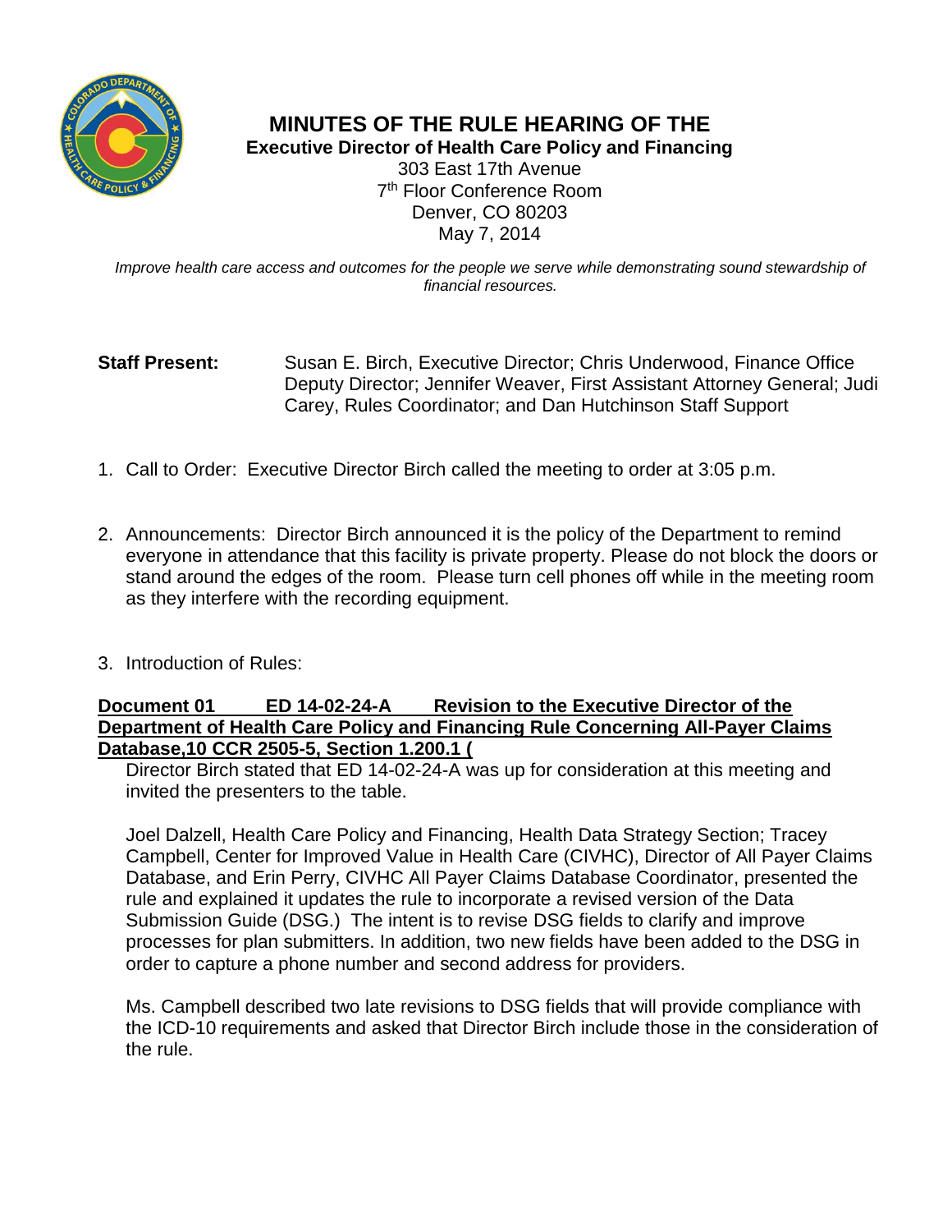# MINUTES OF THE RULE HEARING OF THE

## Executive Director of Health Care Policy and Financing

303 East 17th Avenue
7th Floor Conference Room
Denver, CO 80203
May 7, 2014

*Improve health care access and outcomes for the people we serve while demonstrating sound stewardship of financial resources.*

**Staff Present:** Susan E. Birch, Executive Director; Chris Underwood, Finance Office Deputy Director; Jennifer Weaver, First Assistant Attorney General; Judi Carey, Rules Coordinator; and Dan Hutchinson Staff Support

1. Call to Order: Executive Director Birch called the meeting to order at 3:05 p.m.

2. Announcements: Director Birch announced it is the policy of the Department to remind everyone in attendance that this facility is private property. Please do not block the doors or stand around the edges of the room. Please turn cell phones off while in the meeting room as they interfere with the recording equipment.

3. Introduction of Rules:

**Document 01 ED 14-02-24-A Revision to the Executive Director of the Department of Health Care Policy and Financing Rule Concerning All-Payer Claims Database,10 CCR 2505-5, Section 1.200.1 (**

Director Birch stated that ED 14-02-24-A was up for consideration at this meeting and invited the presenters to the table.

Joel Dalzell, Health Care Policy and Financing, Health Data Strategy Section; Tracey Campbell, Center for Improved Value in Health Care (CIVHC), Director of All Payer Claims Database, and Erin Perry, CIVHC All Payer Claims Database Coordinator, presented the rule and explained it updates the rule to incorporate a revised version of the Data Submission Guide (DSG.) The intent is to revise DSG fields to clarify and improve processes for plan submitters. In addition, two new fields have been added to the DSG in order to capture a phone number and second address for providers.

Ms. Campbell described two late revisions to DSG fields that will provide compliance with the ICD-10 requirements and asked that Director Birch include those in the consideration of the rule.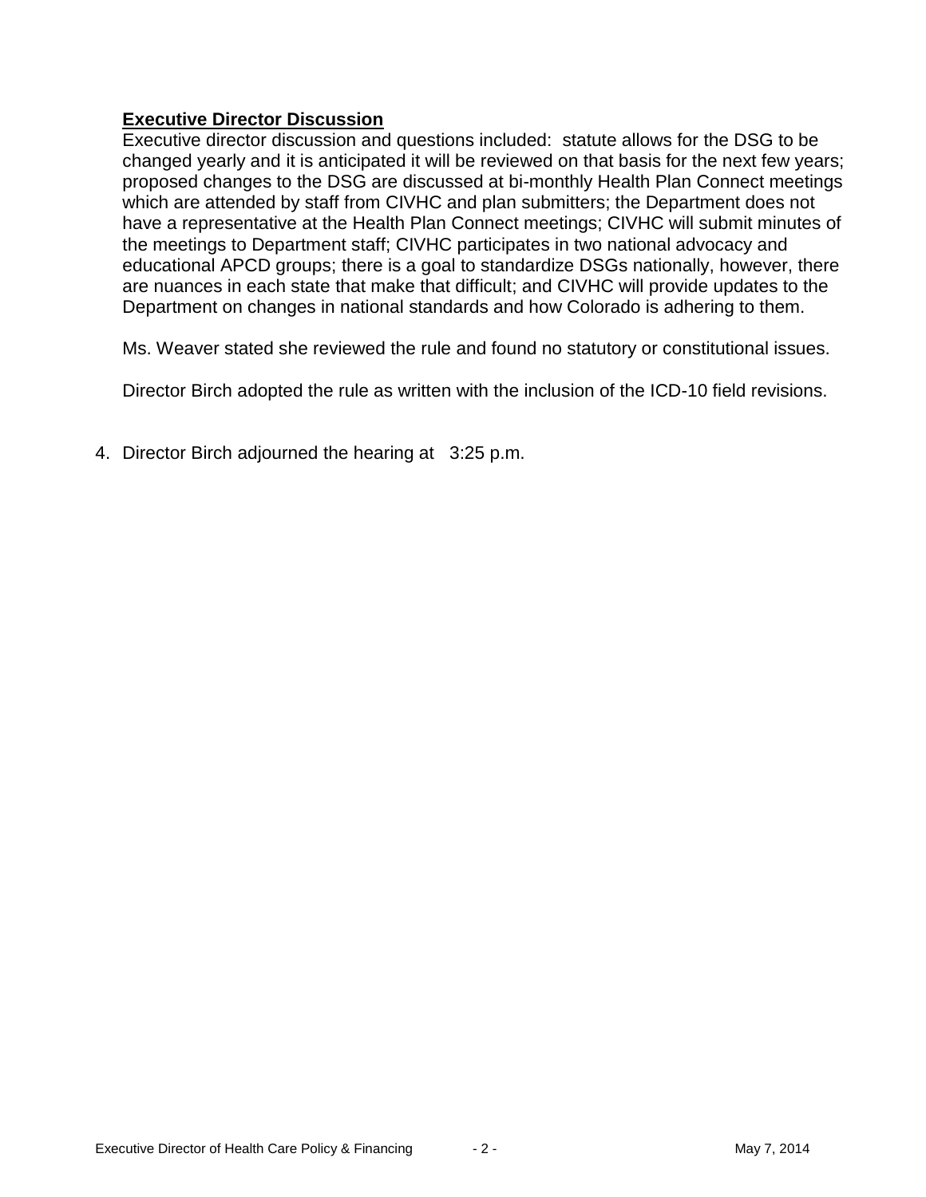**Executive Director Discussion**

Executive director discussion and questions included: statute allows for the DSG to be changed yearly and it is anticipated it will be reviewed on that basis for the next few years; proposed changes to the DSG are discussed at bi-monthly Health Plan Connect meetings which are attended by staff from CIVHC and plan submitters; the Department does not have a representative at the Health Plan Connect meetings; CIVHC will submit minutes of the meetings to Department staff; CIVHC participates in two national advocacy and educational APCD groups; there is a goal to standardize DSGs nationally, however, there are nuances in each state that make that difficult; and CIVHC will provide updates to the Department on changes in national standards and how Colorado is adhering to them.

Ms. Weaver stated she reviewed the rule and found no statutory or constitutional issues.

Director Birch adopted the rule as written with the inclusion of the ICD-10 field revisions.

4. Director Birch adjourned the hearing at 3:25 p.m.